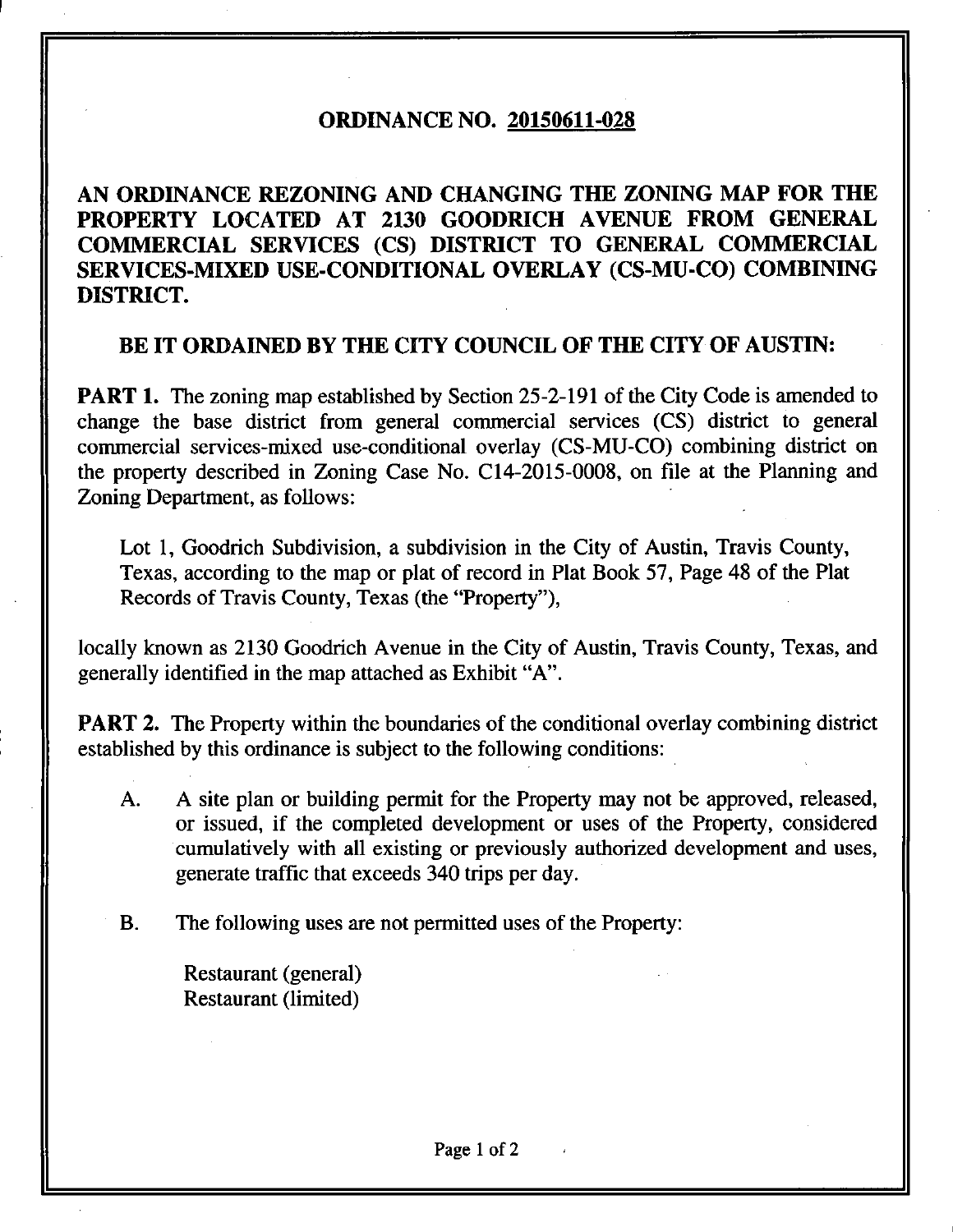# ORDINANCE NO. 20150611-028

## AN ORDINANCE REZONING AND CHANGING THE ZONING MAP FOR THE PROPERTY LOCATED AT 2130 GOODRICH AVENUE FROM GENERAL COMMERCIAL SERVICES (CS) DISTRICT TO GENERAL COMMERCIAL SERVICES-MIXED USE-CONDITIONAL OVERLAY (CS-MU-CO) COMBINING DISTRICT.

**BE IT ORDAINED BY THE CITY COUNCIL OF THE CITY OF AUSTIN:**

**PART 1.** The zoning map established by Section 25-2-191 of the City Code is amended to change the base district from general commercial services (CS) district to general commercial services-mixed use-conditional overlay (CS-MU-CO) combining district on the property described in Zoning Case No. C14-2015-0008, on file at the Planning and Zoning Department, as follows:

> Lot 1, Goodrich Subdivision, a subdivision in the City of Austin, Travis County, Texas, according to the map or plat of record in Plat Book 57, Page 48 of the Plat Records of Travis County, Texas (the "Property"),

locally known as 2130 Goodrich Avenue in the City of Austin, Travis County, Texas, and generally identified in the map attached as Exhibit "A".

**PART 2.** The Property within the boundaries of the conditional overlay combining district established by this ordinance is subject to the following conditions:

A. A site plan or building permit for the Property may not be approved, released, or issued, if the completed development or uses of the Property, considered cumulatively with all existing or previously authorized development and uses, generate traffic that exceeds 340 trips per day.

B. The following uses are not permitted uses of the Property:

Restaurant (general)
Restaurant (limited)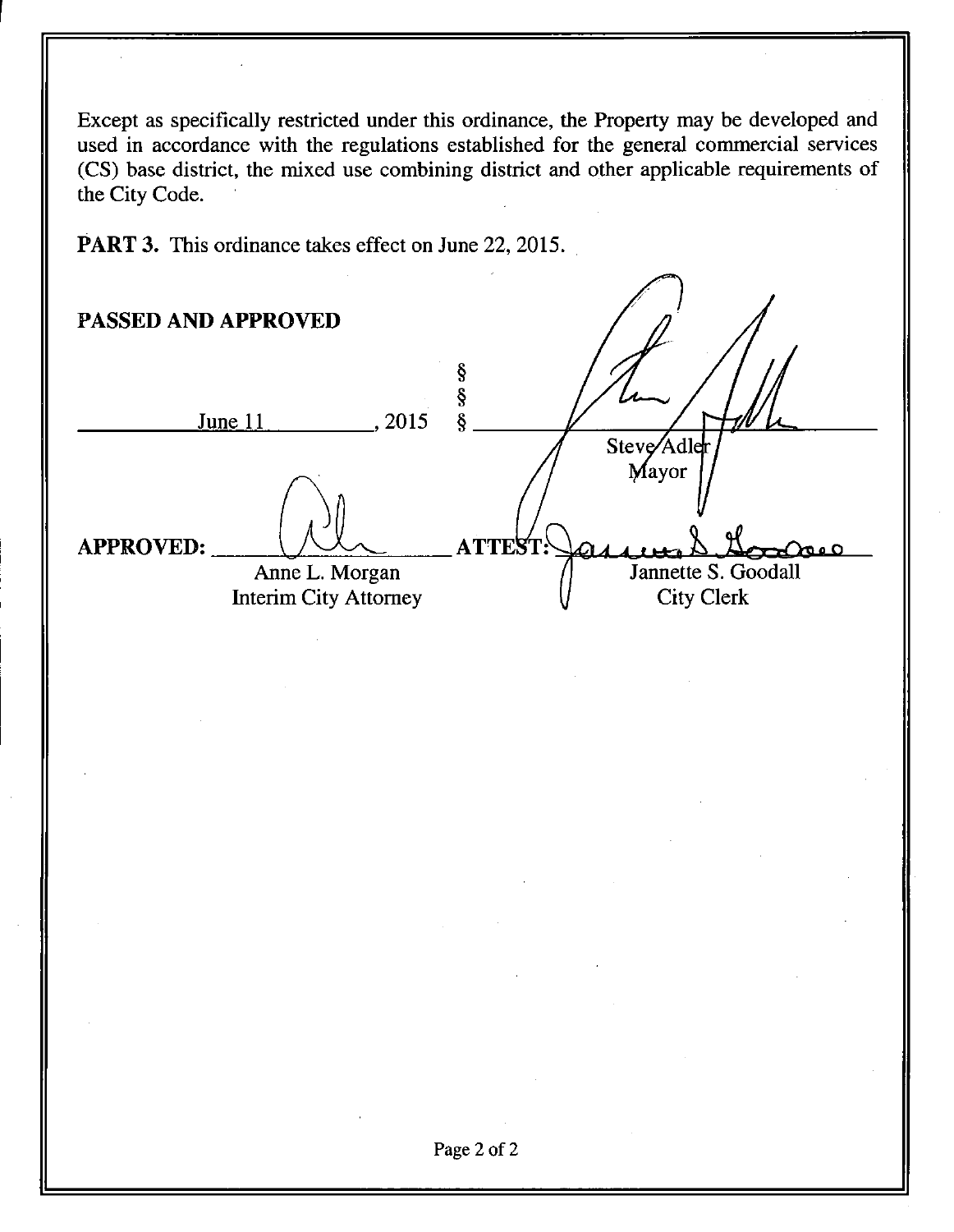Except as specifically restricted under this ordinance, the Property may be developed and used in accordance with the regulations established for the general commercial services (CS) base district, the mixed use combining district and other applicable requirements of the City Code.

**PART 3.** This ordinance takes effect on June 22, 2015.

**PASSED AND APPROVED**

June 11, 2015 § § §

Steve Adler
Mayor

**APPROVED:**
Anne L. Morgan
Interim City Attorney

**ATTEST:**
Jannette S. Goodall
City Clerk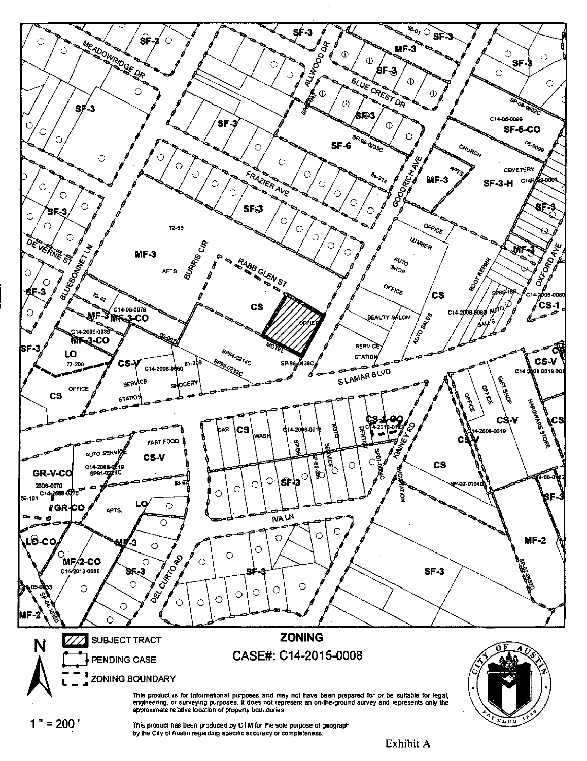ZONING

CASE#: C14-2015-0008

SUBJECT TRACT

PENDING CASE

ZONING BOUNDARY

N

1 " = 200 '

This product is for informational purposes and may not have been prepared for or be suitable for legal, engineering, or surveying purposes. It does not represent an on-the-ground survey and represents only the approximate relative location of property boundaries.

This product has been produced by CTM for the sole purpose of geograpt by the City of Austin regarding specific accuracy or completeness.

Exhibit A